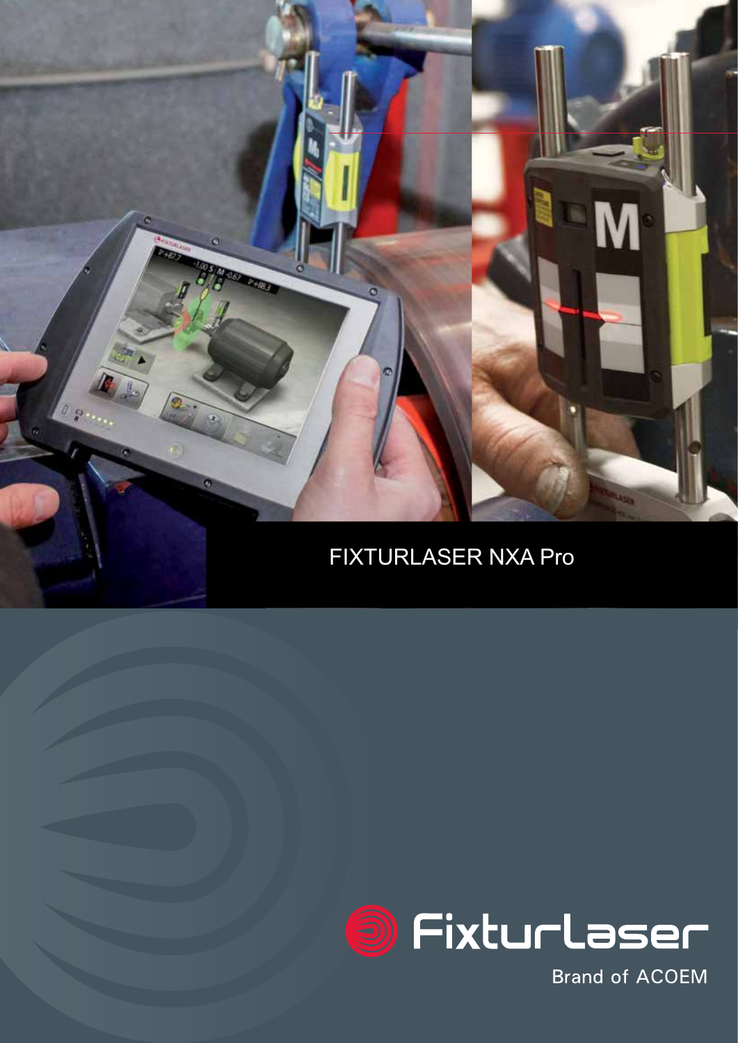# FIXTURLASER NXA Pro

Fixturlaser

Brand of ACOEM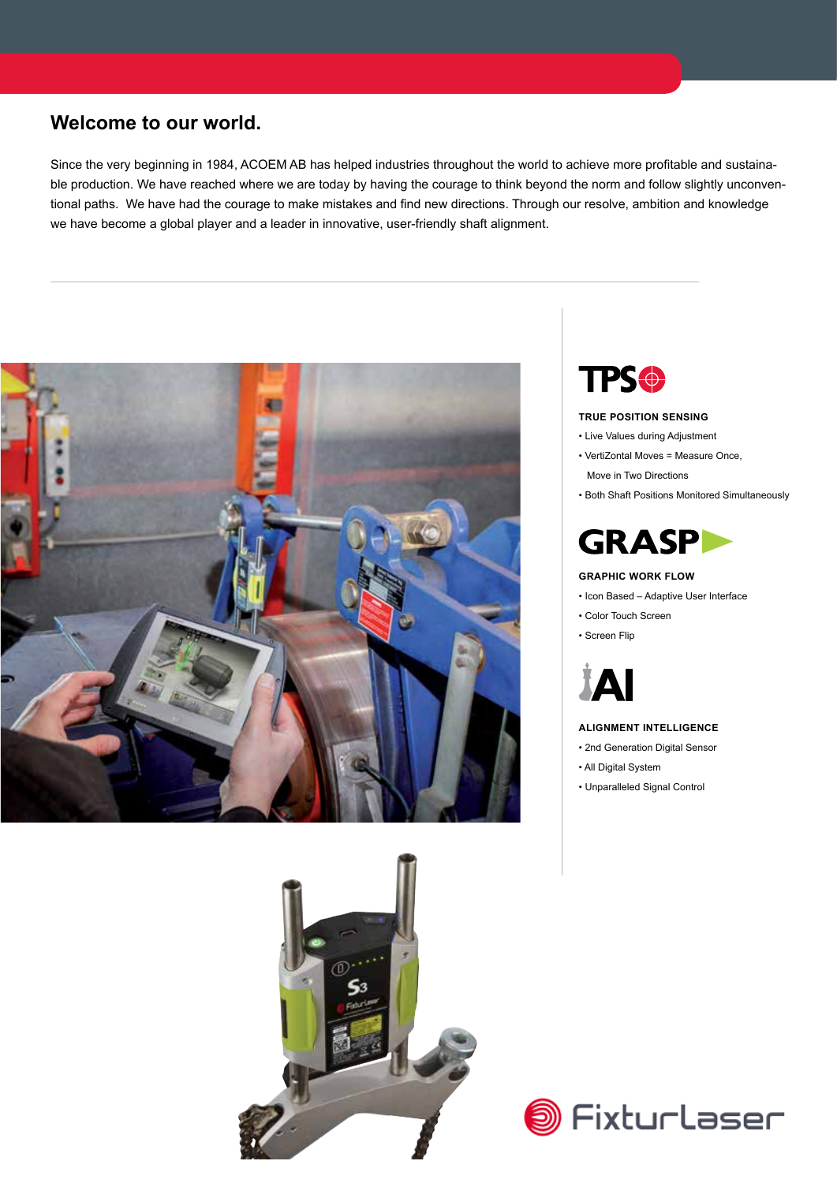# Welcome to our world.

Since the very beginning in 1984, ACOEM AB has helped industries throughout the world to achieve more profitable and sustainable production. We have reached where we are today by having the courage to think beyond the norm and follow slightly unconventional paths. We have had the courage to make mistakes and find new directions. Through our resolve, ambition and knowledge we have become a global player and a leader in innovative, user-friendly shaft alignment.

## TPS

**TRUE POSITION SENSING**

- Live Values during Adjustment
- VertiZontal Moves = Measure Once, Move in Two Directions
- Both Shaft Positions Monitored Simultaneously

## GRASP

**GRAPHIC WORK FLOW**

- Icon Based – Adaptive User Interface
- Color Touch Screen
- Screen Flip

## AI

**ALIGNMENT INTELLIGENCE**

- 2nd Generation Digital Sensor
- All Digital System
- Unparalleled Signal Control

FixturLaser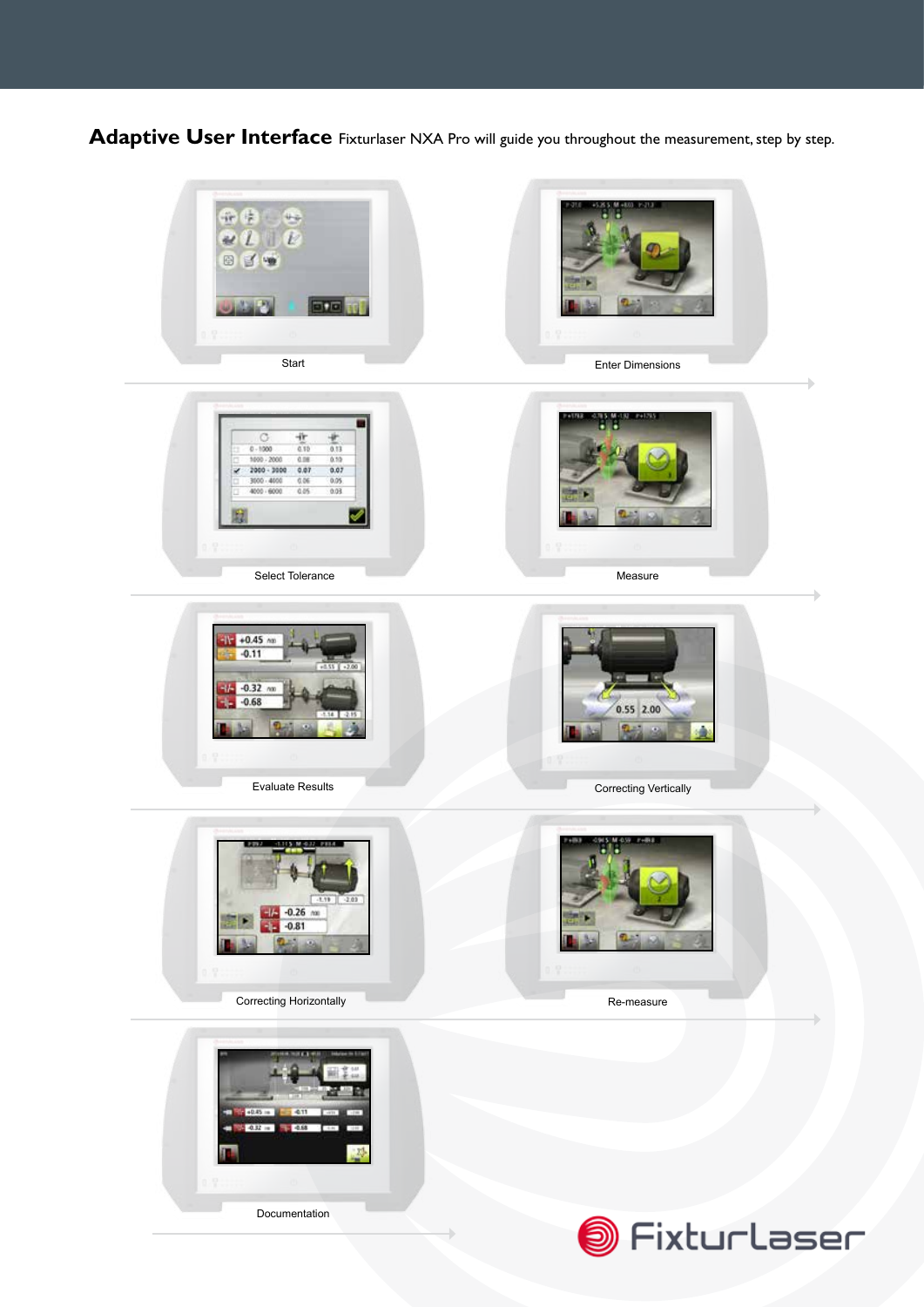**Adaptive User Interface** Fixturlaser NXA Pro will guide you throughout the measurement, step by step.

Start

Enter Dimensions

Select Tolerance

Measure

Evaluate Results

Correcting Vertically

Correcting Horizontally

Re-measure

Documentation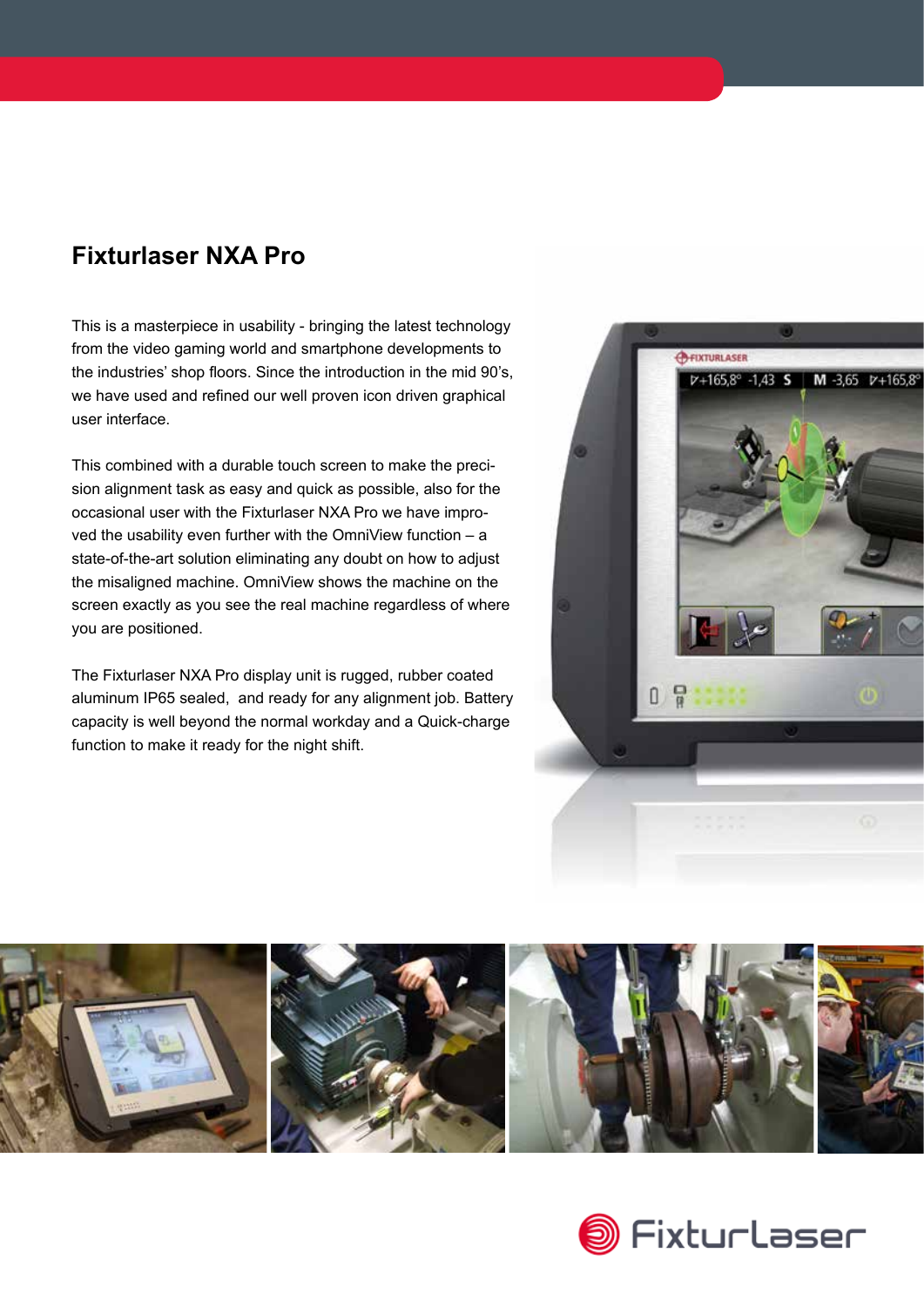## Fixturlaser NXA Pro

This is a masterpiece in usability - bringing the latest technology from the video gaming world and smartphone developments to the industries' shop floors. Since the introduction in the mid 90's, we have used and refined our well proven icon driven graphical user interface.

This combined with a durable touch screen to make the precision alignment task as easy and quick as possible, also for the occasional user with the Fixturlaser NXA Pro we have improved the usability even further with the OmniView function – a state-of-the-art solution eliminating any doubt on how to adjust the misaligned machine. OmniView shows the machine on the screen exactly as you see the real machine regardless of where you are positioned.

The Fixturlaser NXA Pro display unit is rugged, rubber coated aluminum IP65 sealed, and ready for any alignment job. Battery capacity is well beyond the normal workday and a Quick-charge function to make it ready for the night shift.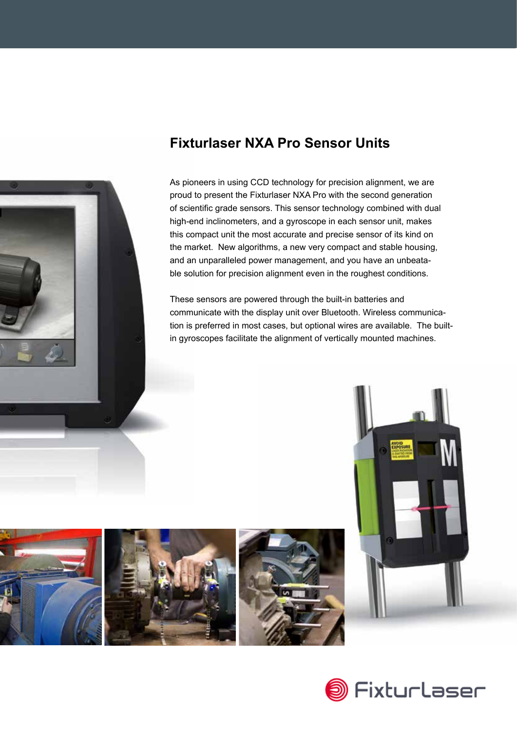## Fixturlaser NXA Pro Sensor Units

As pioneers in using CCD technology for precision alignment, we are proud to present the Fixturlaser NXA Pro with the second generation of scientific grade sensors. This sensor technology combined with dual high-end inclinometers, and a gyroscope in each sensor unit, makes this compact unit the most accurate and precise sensor of its kind on the market. New algorithms, a new very compact and stable housing, and an unparalleled power management, and you have an unbeatable solution for precision alignment even in the roughest conditions.

These sensors are powered through the built-in batteries and communicate with the display unit over Bluetooth. Wireless communication is preferred in most cases, but optional wires are available. The built-in gyroscopes facilitate the alignment of vertically mounted machines.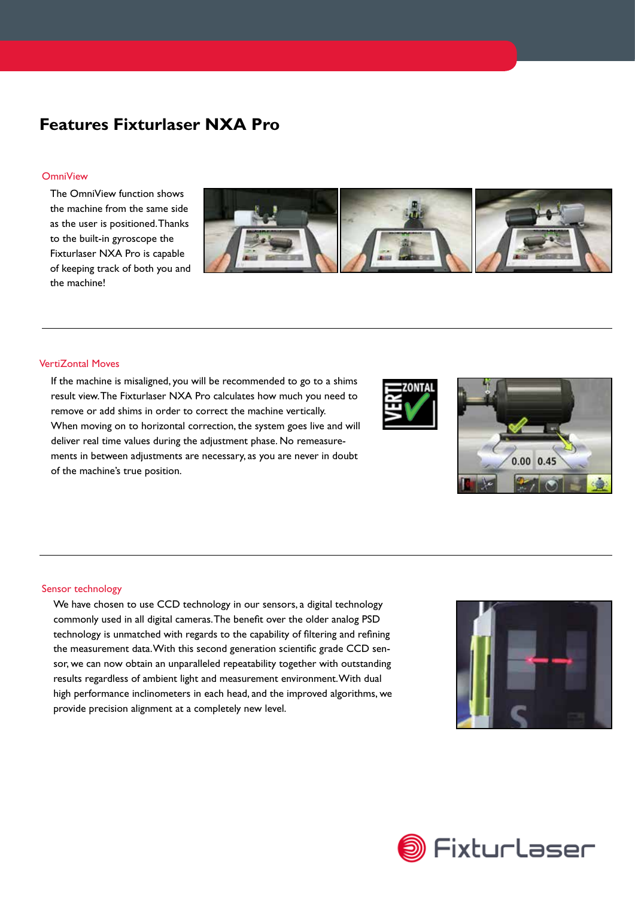# Features Fixturlaser NXA Pro

## OmniView

The OmniView function shows the machine from the same side as the user is positioned. Thanks to the built-in gyroscope the Fixturlaser NXA Pro is capable of keeping track of both you and the machine!

## VertiZontal Moves

If the machine is misaligned, you will be recommended to go to a shims result view. The Fixturlaser NXA Pro calculates how much you need to remove or add shims in order to correct the machine vertically. When moving on to horizontal correction, the system goes live and will deliver real time values during the adjustment phase. No remeasurements in between adjustments are necessary, as you are never in doubt of the machine's true position.

## Sensor technology

We have chosen to use CCD technology in our sensors, a digital technology commonly used in all digital cameras. The benefit over the older analog PSD technology is unmatched with regards to the capability of filtering and refining the measurement data. With this second generation scientific grade CCD sensor, we can now obtain an unparalleled repeatability together with outstanding results regardless of ambient light and measurement environment. With dual high performance inclinometers in each head, and the improved algorithms, we provide precision alignment at a completely new level.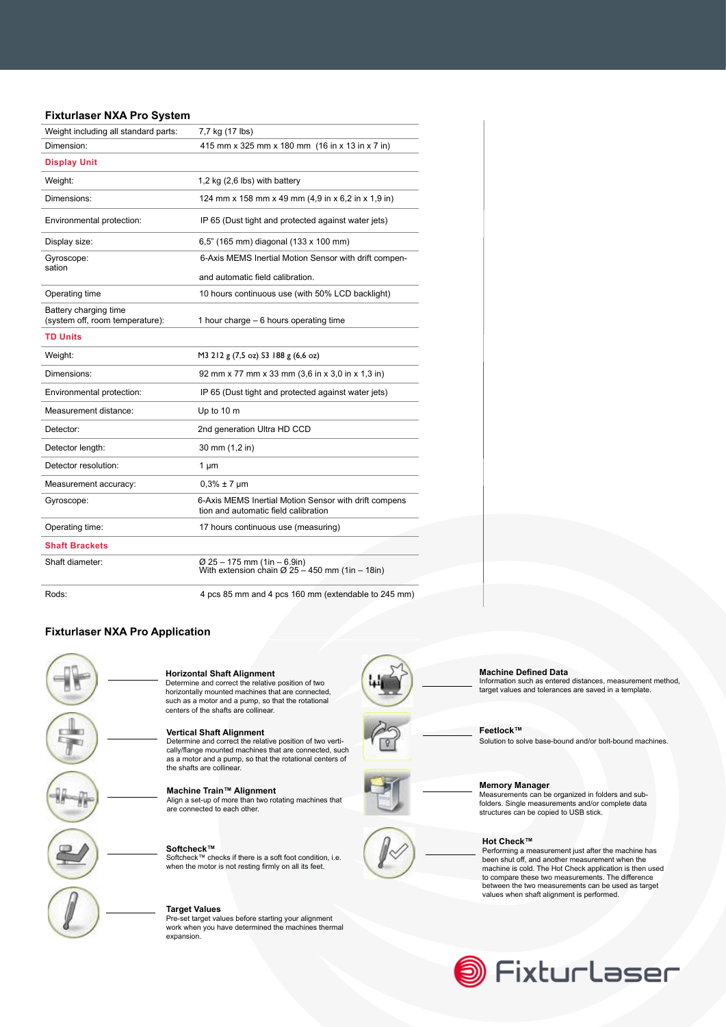## Fixturlaser NXA Pro System

| | |
|---|---|
| Weight including all standard parts: | 7,7 kg (17 lbs) |
| Dimension: | 415 mm x 325 mm x 180 mm (16 in x 13 in x 7 in) |
| **Display Unit** | |
| Weight: | 1,2 kg (2,6 lbs) with battery |
| Dimensions: | 124 mm x 158 mm x 49 mm (4,9 in x 6,2 in x 1,9 in) |
| Environmental protection: | IP 65 (Dust tight and protected against water jets) |
| Display size: | 6,5" (165 mm) diagonal (133 x 100 mm) |
| Gyroscope: sation | 6-Axis MEMS Inertial Motion Sensor with drift compen- and automatic field calibration. |
| Operating time | 10 hours continuous use (with 50% LCD backlight) |
| Battery charging time (system off, room temperature): | 1 hour charge – 6 hours operating time |
| **TD Units** | |
| Weight: | M3 212 g (7,5 oz) S3 188 g (6,6 oz) |
| Dimensions: | 92 mm x 77 mm x 33 mm (3,6 in x 3,0 in x 1,3 in) |
| Environmental protection: | IP 65 (Dust tight and protected against water jets) |
| Measurement distance: | Up to 10 m |
| Detector: | 2nd generation Ultra HD CCD |
| Detector length: | 30 mm (1,2 in) |
| Detector resolution: | 1 µm |
| Measurement accuracy: | 0,3% ± 7 µm |
| Gyroscope: | 6-Axis MEMS Inertial Motion Sensor with drift compens tion and automatic field calibration |
| Operating time: | 17 hours continuous use (measuring) |
| **Shaft Brackets** | |
| Shaft diameter: | Ø 25 – 175 mm (1in – 6.9in) With extension chain Ø 25 – 450 mm (1in – 18in) |
| Rods: | 4 pcs 85 mm and 4 pcs 160 mm (extendable to 245 mm) |

## Fixturlaser NXA Pro Application

**Horizontal Shaft Alignment**
Determine and correct the relative position of two horizontally mounted machines that are connected, such as a motor and a pump, so that the rotational centers of the shafts are collinear.

**Vertical Shaft Alignment**
Determine and correct the relative position of two vertically/flange mounted machines that are connected, such as a motor and a pump, so that the rotational centers of the shafts are collinear.

**Machine Train™ Alignment**
Align a set-up of more than two rotating machines that are connected to each other.

**Softcheck™**
Softcheck™ checks if there is a soft foot condition, i.e. when the motor is not resting firmly on all its feet.

**Target Values**
Pre-set target values before starting your alignment work when you have determined the machines thermal expansion.

**Machine Defined Data**
Information such as entered distances, measurement method, target values and tolerances are saved in a template.

**Feetlock™**
Solution to solve base-bound and/or bolt-bound machines.

**Memory Manager**
Measurements can be organized in folders and sub-folders. Single measurements and/or complete data structures can be copied to USB stick.

**Hot Check™**
Performing a measurement just after the machine has been shut off, and another measurement when the machine is cold. The Hot Check application is then used to compare these two measurements. The difference between the two measurements can be used as target values when shaft alignment is performed.

Fixturlaser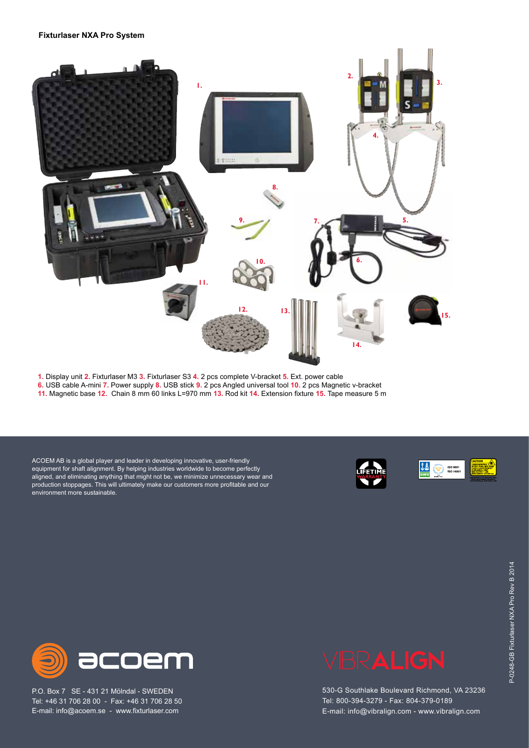**Fixturlaser NXA Pro System**

**1.** Display unit **2.** Fixturlaser M3 **3.** Fixturlaser S3 **4.** 2 pcs complete V-bracket **5.** Ext. power cable
**6.** USB cable A-mini **7.** Power supply **8.** USB stick **9.** 2 pcs Angled universal tool **10.** 2 pcs Magnetic v-bracket
**11.** Magnetic base **12.** Chain 8 mm 60 links L=970 mm **13.** Rod kit **14.** Extension fixture **15.** Tape measure 5 m

ACOEM AB is a global player and leader in developing innovative, user-friendly equipment for shaft alignment. By helping industries worldwide to become perfectly aligned, and eliminating anything that might not be, we minimize unnecessary wear and production stoppages. This will ultimately make our customers more profitable and our environment more sustainable.

LIFETIME WARRANTY

ISO 9001
ISO 14001

P-0248-GB Fixturlaser NXA Pro Rev B 2014

acoem

P.O. Box 7 SE - 431 21 Mölndal - SWEDEN
Tel: +46 31 706 28 00 - Fax: +46 31 706 28 50
E-mail: info@acoem.se - www.fixturlaser.com

VIBRALIGN

530-G Southlake Boulevard Richmond, VA 23236
Tel: 800-394-3279 - Fax: 804-379-0189
E-mail: info@vibralign.com - www.vibralign.com